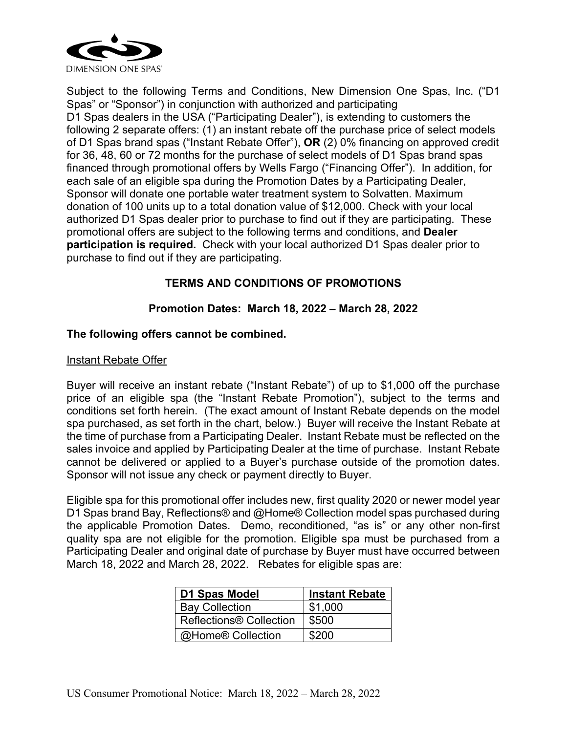Subject to the following Terms and Conditions, New Dimension One Spas, Inc. ("D1 Spas" or "Sponsor") in conjunction with authorized and participating D1 Spas dealers in the USA ("Participating Dealer"), is extending to customers the following 2 separate offers: (1) an instant rebate off the purchase price of select models of D1 Spas brand spas ("Instant Rebate Offer"), **OR** (2) 0% financing on approved credit for 36, 48, 60 or 72 months for the purchase of select models of D1 Spas brand spas financed through promotional offers by Wells Fargo ("Financing Offer"). In addition, for each sale of an eligible spa during the Promotion Dates by a Participating Dealer, Sponsor will donate one portable water treatment system to Solvatten. Maximum donation of 100 units up to a total donation value of $12,000. Check with your local authorized D1 Spas dealer prior to purchase to find out if they are participating. These promotional offers are subject to the following terms and conditions, and **Dealer participation is required.** Check with your local authorized D1 Spas dealer prior to purchase to find out if they are participating.

## TERMS AND CONDITIONS OF PROMOTIONS

### Promotion Dates: March 18, 2022 – March 28, 2022

**The following offers cannot be combined.**

Instant Rebate Offer

Buyer will receive an instant rebate ("Instant Rebate") of up to $1,000 off the purchase price of an eligible spa (the "Instant Rebate Promotion"), subject to the terms and conditions set forth herein. (The exact amount of Instant Rebate depends on the model spa purchased, as set forth in the chart, below.) Buyer will receive the Instant Rebate at the time of purchase from a Participating Dealer. Instant Rebate must be reflected on the sales invoice and applied by Participating Dealer at the time of purchase. Instant Rebate cannot be delivered or applied to a Buyer's purchase outside of the promotion dates. Sponsor will not issue any check or payment directly to Buyer.

Eligible spa for this promotional offer includes new, first quality 2020 or newer model year D1 Spas brand Bay, Reflections® and @Home® Collection model spas purchased during the applicable Promotion Dates. Demo, reconditioned, "as is" or any other non-first quality spa are not eligible for the promotion. Eligible spa must be purchased from a Participating Dealer and original date of purchase by Buyer must have occurred between March 18, 2022 and March 28, 2022. Rebates for eligible spas are:

| D1 Spas Model | Instant Rebate |
|---|---|
| Bay Collection | $1,000 |
| Reflections® Collection | $500 |
| @Home® Collection | $200 |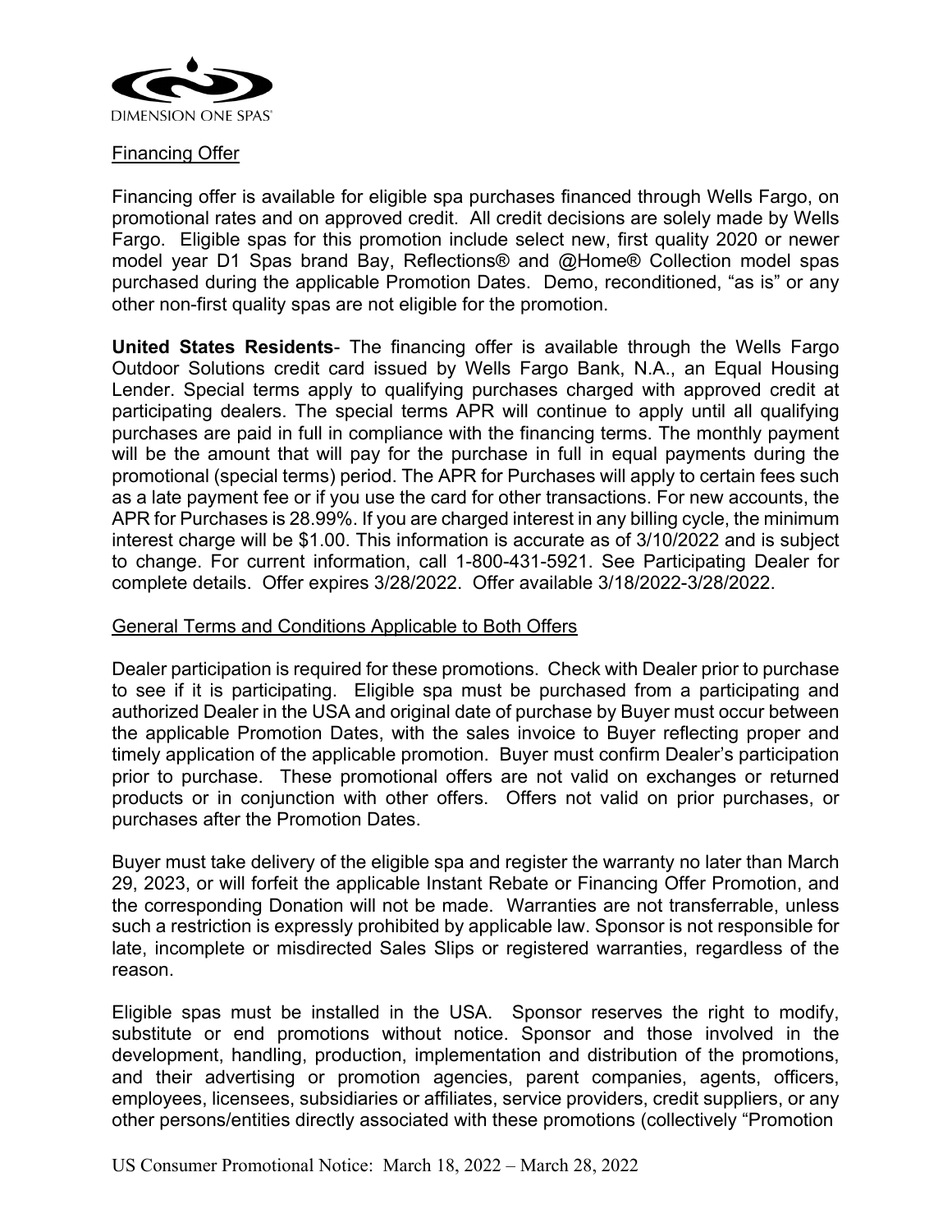DIMENSION ONE SPAS

Financing Offer

Financing offer is available for eligible spa purchases financed through Wells Fargo, on promotional rates and on approved credit. All credit decisions are solely made by Wells Fargo. Eligible spas for this promotion include select new, first quality 2020 or newer model year D1 Spas brand Bay, Reflections® and @Home® Collection model spas purchased during the applicable Promotion Dates. Demo, reconditioned, "as is" or any other non-first quality spas are not eligible for the promotion.

**United States Residents**- The financing offer is available through the Wells Fargo Outdoor Solutions credit card issued by Wells Fargo Bank, N.A., an Equal Housing Lender. Special terms apply to qualifying purchases charged with approved credit at participating dealers. The special terms APR will continue to apply until all qualifying purchases are paid in full in compliance with the financing terms. The monthly payment will be the amount that will pay for the purchase in full in equal payments during the promotional (special terms) period. The APR for Purchases will apply to certain fees such as a late payment fee or if you use the card for other transactions. For new accounts, the APR for Purchases is 28.99%. If you are charged interest in any billing cycle, the minimum interest charge will be $1.00. This information is accurate as of 3/10/2022 and is subject to change. For current information, call 1-800-431-5921. See Participating Dealer for complete details. Offer expires 3/28/2022. Offer available 3/18/2022-3/28/2022.

General Terms and Conditions Applicable to Both Offers

Dealer participation is required for these promotions. Check with Dealer prior to purchase to see if it is participating. Eligible spa must be purchased from a participating and authorized Dealer in the USA and original date of purchase by Buyer must occur between the applicable Promotion Dates, with the sales invoice to Buyer reflecting proper and timely application of the applicable promotion. Buyer must confirm Dealer's participation prior to purchase. These promotional offers are not valid on exchanges or returned products or in conjunction with other offers. Offers not valid on prior purchases, or purchases after the Promotion Dates.

Buyer must take delivery of the eligible spa and register the warranty no later than March 29, 2023, or will forfeit the applicable Instant Rebate or Financing Offer Promotion, and the corresponding Donation will not be made. Warranties are not transferrable, unless such a restriction is expressly prohibited by applicable law. Sponsor is not responsible for late, incomplete or misdirected Sales Slips or registered warranties, regardless of the reason.

Eligible spas must be installed in the USA. Sponsor reserves the right to modify, substitute or end promotions without notice. Sponsor and those involved in the development, handling, production, implementation and distribution of the promotions, and their advertising or promotion agencies, parent companies, agents, officers, employees, licensees, subsidiaries or affiliates, service providers, credit suppliers, or any other persons/entities directly associated with these promotions (collectively "Promotion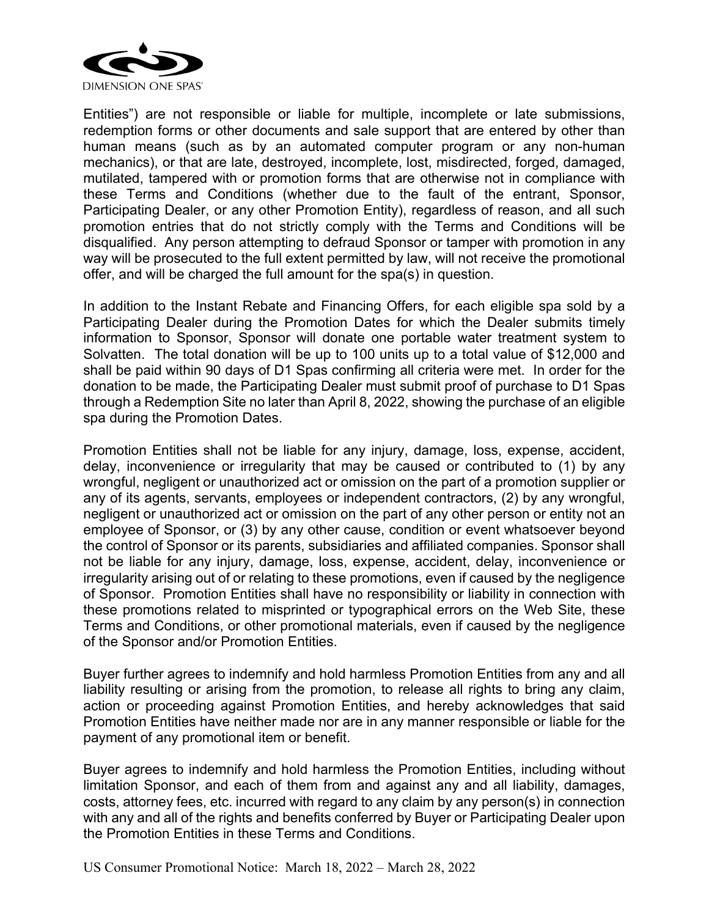Entities") are not responsible or liable for multiple, incomplete or late submissions, redemption forms or other documents and sale support that are entered by other than human means (such as by an automated computer program or any non-human mechanics), or that are late, destroyed, incomplete, lost, misdirected, forged, damaged, mutilated, tampered with or promotion forms that are otherwise not in compliance with these Terms and Conditions (whether due to the fault of the entrant, Sponsor, Participating Dealer, or any other Promotion Entity), regardless of reason, and all such promotion entries that do not strictly comply with the Terms and Conditions will be disqualified. Any person attempting to defraud Sponsor or tamper with promotion in any way will be prosecuted to the full extent permitted by law, will not receive the promotional offer, and will be charged the full amount for the spa(s) in question.

In addition to the Instant Rebate and Financing Offers, for each eligible spa sold by a Participating Dealer during the Promotion Dates for which the Dealer submits timely information to Sponsor, Sponsor will donate one portable water treatment system to Solvatten. The total donation will be up to 100 units up to a total value of $12,000 and shall be paid within 90 days of D1 Spas confirming all criteria were met. In order for the donation to be made, the Participating Dealer must submit proof of purchase to D1 Spas through a Redemption Site no later than April 8, 2022, showing the purchase of an eligible spa during the Promotion Dates.

Promotion Entities shall not be liable for any injury, damage, loss, expense, accident, delay, inconvenience or irregularity that may be caused or contributed to (1) by any wrongful, negligent or unauthorized act or omission on the part of a promotion supplier or any of its agents, servants, employees or independent contractors, (2) by any wrongful, negligent or unauthorized act or omission on the part of any other person or entity not an employee of Sponsor, or (3) by any other cause, condition or event whatsoever beyond the control of Sponsor or its parents, subsidiaries and affiliated companies. Sponsor shall not be liable for any injury, damage, loss, expense, accident, delay, inconvenience or irregularity arising out of or relating to these promotions, even if caused by the negligence of Sponsor. Promotion Entities shall have no responsibility or liability in connection with these promotions related to misprinted or typographical errors on the Web Site, these Terms and Conditions, or other promotional materials, even if caused by the negligence of the Sponsor and/or Promotion Entities.

Buyer further agrees to indemnify and hold harmless Promotion Entities from any and all liability resulting or arising from the promotion, to release all rights to bring any claim, action or proceeding against Promotion Entities, and hereby acknowledges that said Promotion Entities have neither made nor are in any manner responsible or liable for the payment of any promotional item or benefit.

Buyer agrees to indemnify and hold harmless the Promotion Entities, including without limitation Sponsor, and each of them from and against any and all liability, damages, costs, attorney fees, etc. incurred with regard to any claim by any person(s) in connection with any and all of the rights and benefits conferred by Buyer or Participating Dealer upon the Promotion Entities in these Terms and Conditions.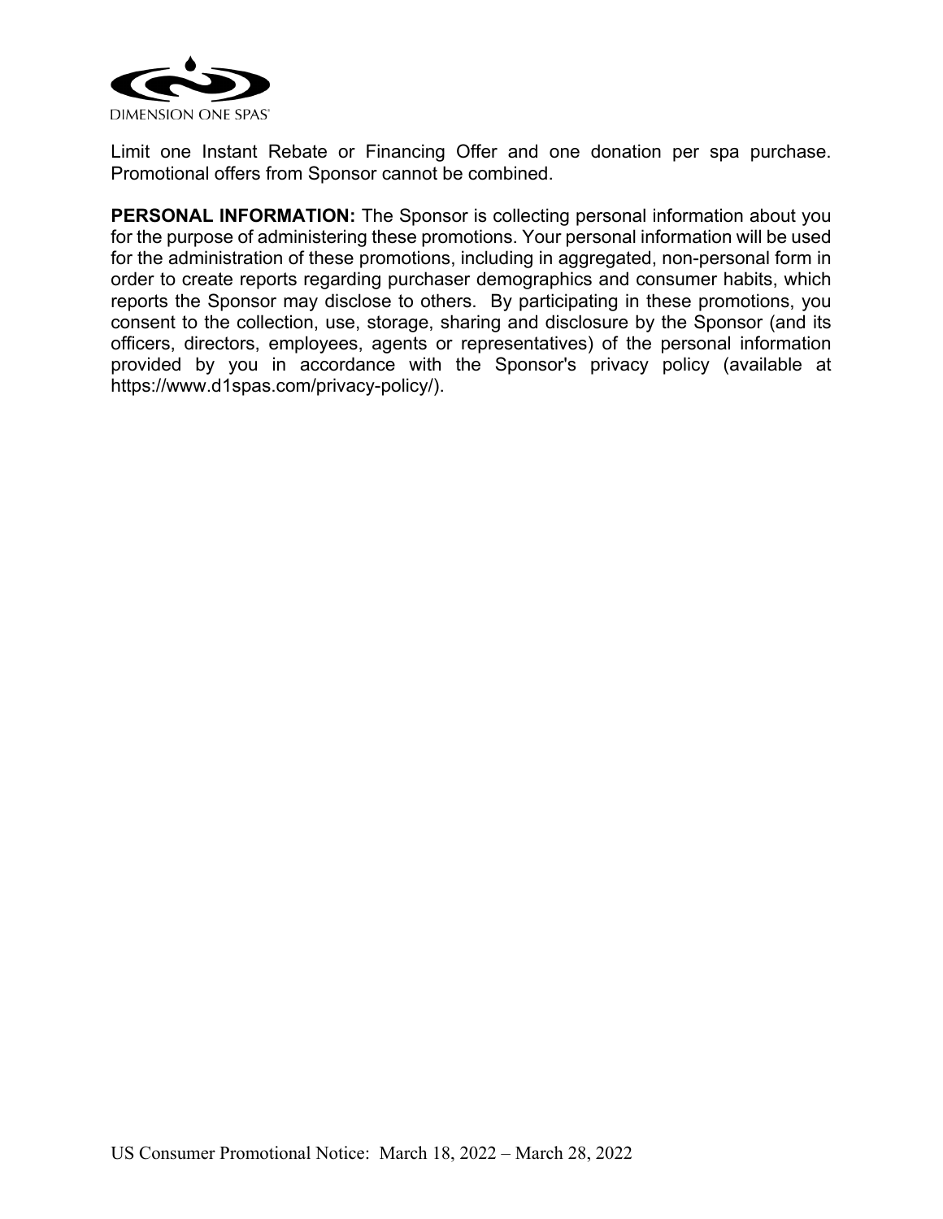Limit one Instant Rebate or Financing Offer and one donation per spa purchase. Promotional offers from Sponsor cannot be combined.

**PERSONAL INFORMATION:** The Sponsor is collecting personal information about you for the purpose of administering these promotions. Your personal information will be used for the administration of these promotions, including in aggregated, non-personal form in order to create reports regarding purchaser demographics and consumer habits, which reports the Sponsor may disclose to others. By participating in these promotions, you consent to the collection, use, storage, sharing and disclosure by the Sponsor (and its officers, directors, employees, agents or representatives) of the personal information provided by you in accordance with the Sponsor's privacy policy (available at https://www.d1spas.com/privacy-policy/).